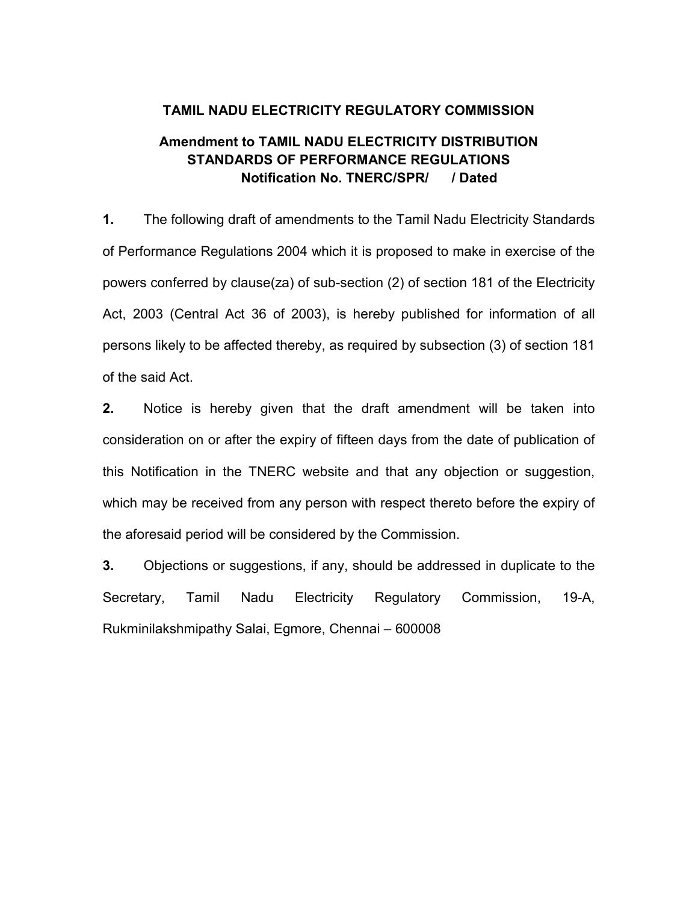# TAMIL NADU ELECTRICITY REGULATORY COMMISSION

## Amendment to TAMIL NADU ELECTRICITY DISTRIBUTION STANDARDS OF PERFORMANCE REGULATIONS

### Notification No. TNERC/SPR/ / Dated

**1.** The following draft of amendments to the Tamil Nadu Electricity Standards of Performance Regulations 2004 which it is proposed to make in exercise of the powers conferred by clause(za) of sub-section (2) of section 181 of the Electricity Act, 2003 (Central Act 36 of 2003), is hereby published for information of all persons likely to be affected thereby, as required by subsection (3) of section 181 of the said Act.

**2.** Notice is hereby given that the draft amendment will be taken into consideration on or after the expiry of fifteen days from the date of publication of this Notification in the TNERC website and that any objection or suggestion, which may be received from any person with respect thereto before the expiry of the aforesaid period will be considered by the Commission.

**3.** Objections or suggestions, if any, should be addressed in duplicate to the Secretary, Tamil Nadu Electricity Regulatory Commission, 19-A, Rukminilakshmipathy Salai, Egmore, Chennai – 600008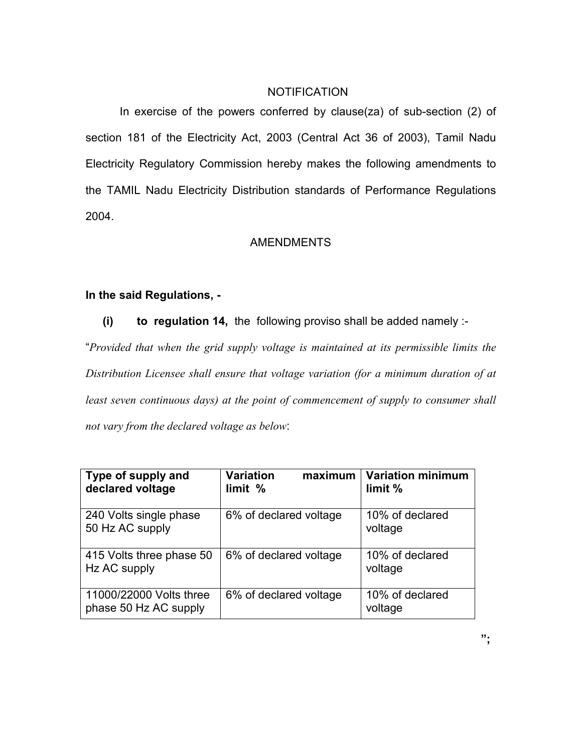NOTIFICATION

In exercise of the powers conferred by clause(za) of sub-section (2) of section 181 of the Electricity Act, 2003 (Central Act 36 of 2003), Tamil Nadu Electricity Regulatory Commission hereby makes the following amendments to the TAMIL Nadu Electricity Distribution standards of Performance Regulations 2004.

AMENDMENTS

**In the said Regulations, -**

**(i) to regulation 14,** the following proviso shall be added namely :-

"*Provided that when the grid supply voltage is maintained at its permissible limits the Distribution Licensee shall ensure that voltage variation (for a minimum duration of at least seven continuous days) at the point of commencement of supply to consumer shall not vary from the declared voltage as below*:

| Type of supply and declared voltage | Variation maximum limit % | Variation minimum limit % |
|---|---|---|
| 240 Volts single phase 50 Hz AC supply | 6% of declared voltage | 10% of declared voltage |
| 415 Volts three phase 50 Hz AC supply | 6% of declared voltage | 10% of declared voltage |
| 11000/22000 Volts three phase 50 Hz AC supply | 6% of declared voltage | 10% of declared voltage |

";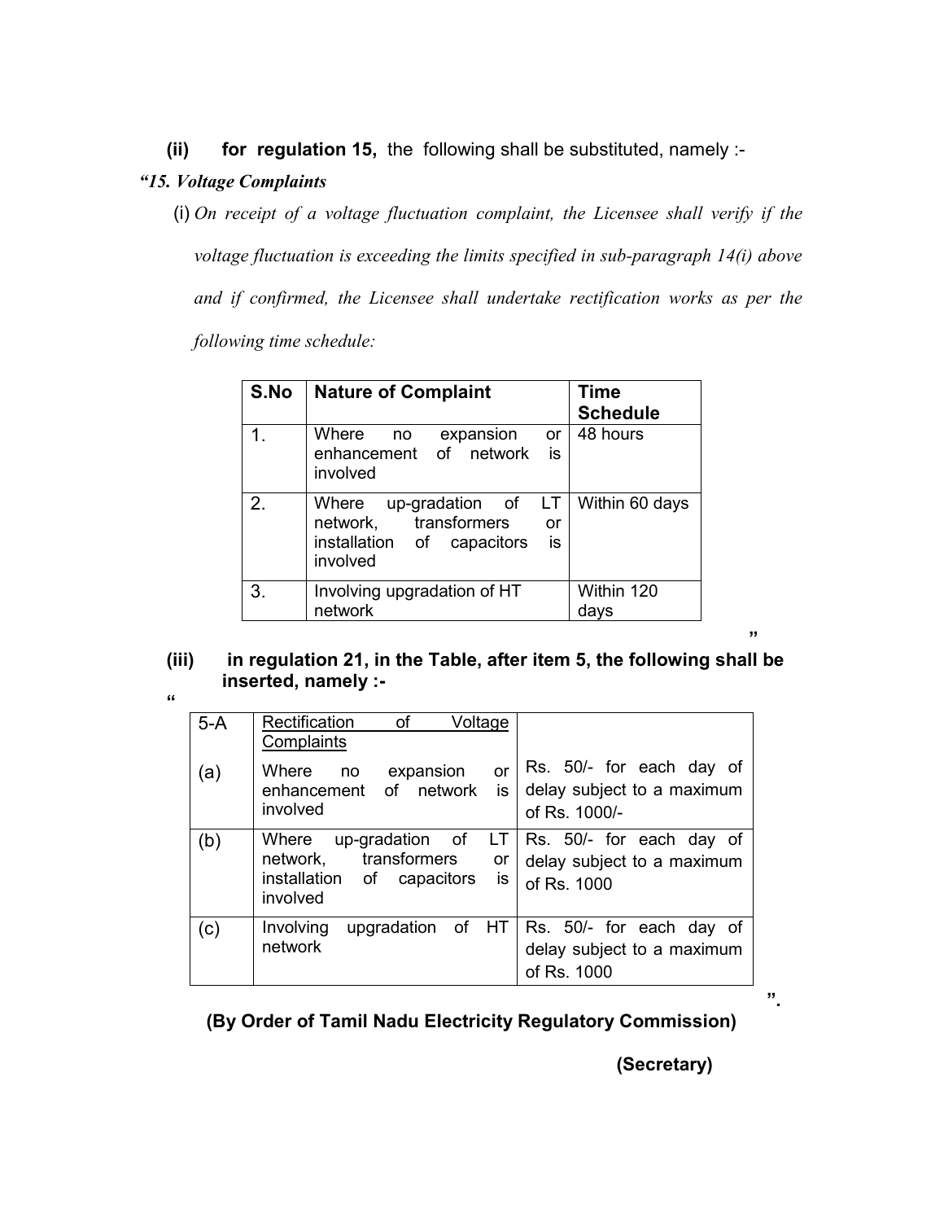**(ii) for regulation 15,** the following shall be substituted, namely :-

*"15. Voltage Complaints*

(i) *On receipt of a voltage fluctuation complaint, the Licensee shall verify if the voltage fluctuation is exceeding the limits specified in sub-paragraph 14(i) above and if confirmed, the Licensee shall undertake rectification works as per the following time schedule:*

| S.No | Nature of Complaint | Time Schedule |
|---|---|---|
| 1. | Where no expansion or enhancement of network is involved | 48 hours |
| 2. | Where up-gradation of LT network, transformers or installation of capacitors is involved | Within 60 days |
| 3. | Involving upgradation of HT network | Within 120 days |

"

**(iii) in regulation 21, in the Table, after item 5, the following shall be inserted, namely :-**

"

| | | |
|---|---|---|
| 5-A | Rectification of Voltage Complaints | |
| (a) | Where no expansion or enhancement of network is involved | Rs. 50/- for each day of delay subject to a maximum of Rs. 1000/- |
| (b) | Where up-gradation of LT network, transformers or installation of capacitors is involved | Rs. 50/- for each day of delay subject to a maximum of Rs. 1000 |
| (c) | Involving upgradation of HT network | Rs. 50/- for each day of delay subject to a maximum of Rs. 1000 |

".

**(By Order of Tamil Nadu Electricity Regulatory Commission)**

**(Secretary)**